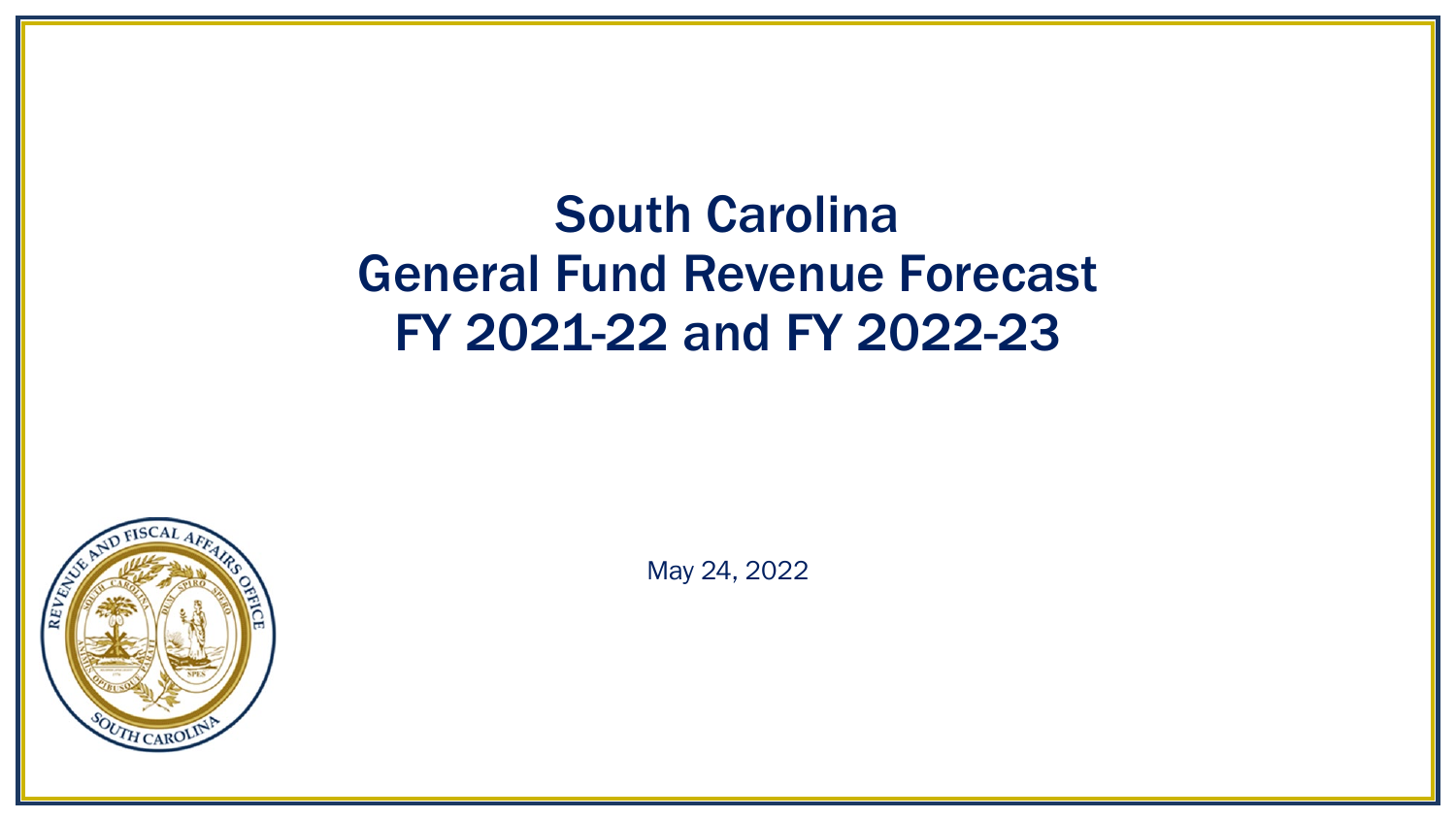# South Carolina General Fund Revenue Forecast FY 2021-22 and FY 2022-23

May 24, 2022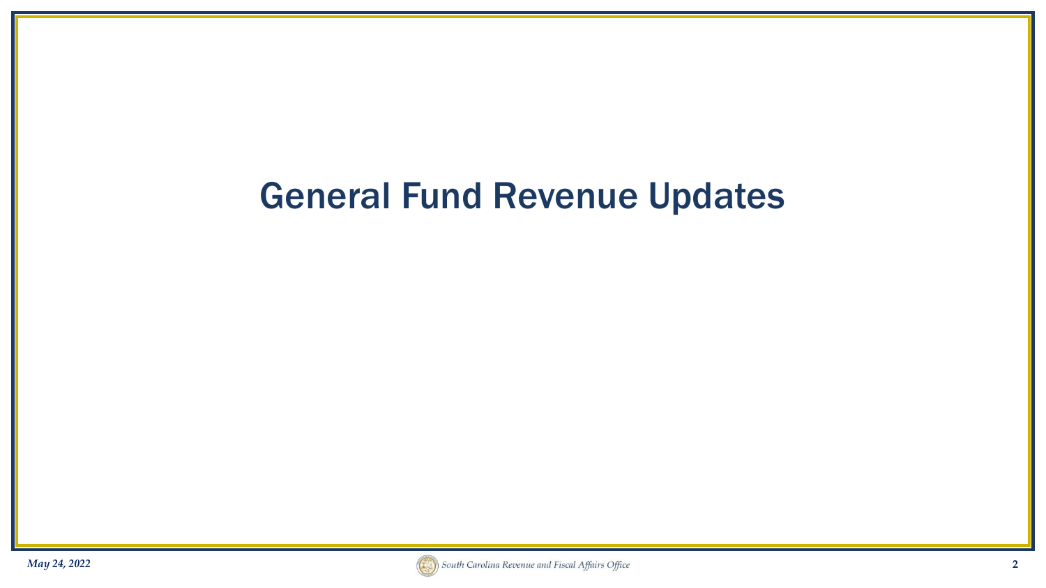# General Fund Revenue Updates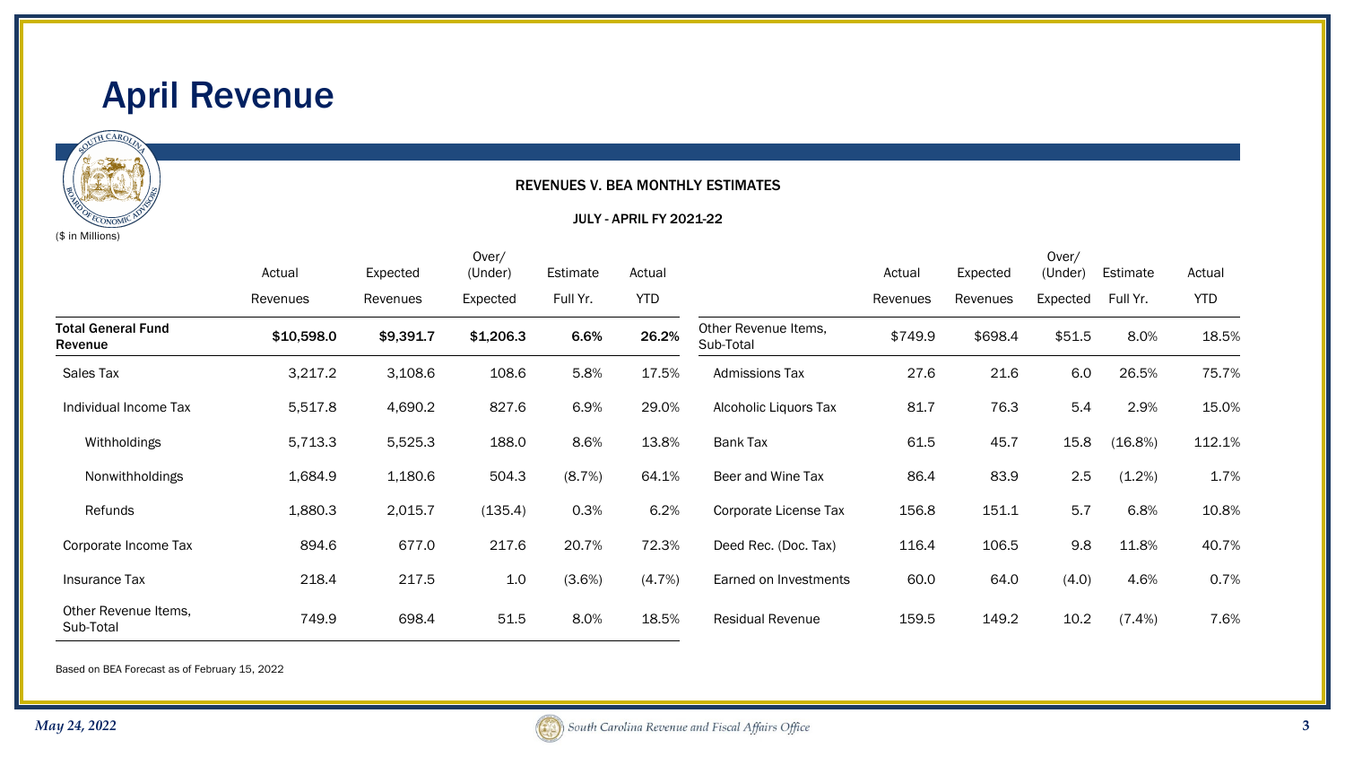# April Revenue

## REVENUES V. BEA MONTHLY ESTIMATES

### JULY - APRIL FY 2021-22

($ in Millions)

| | Actual Revenues | Expected Revenues | Over/ (Under) Expected | Estimate Full Yr. | Actual YTD |
|---|---|---|---|---|---|
| **Total General Fund Revenue** | **$10,598.0** | **$9,391.7** | **$1,206.3** | **6.6%** | **26.2%** |
| Sales Tax | 3,217.2 | 3,108.6 | 108.6 | 5.8% | 17.5% |
| Individual Income Tax | 5,517.8 | 4,690.2 | 827.6 | 6.9% | 29.0% |
| Withholdings | 5,713.3 | 5,525.3 | 188.0 | 8.6% | 13.8% |
| Nonwithholdings | 1,684.9 | 1,180.6 | 504.3 | (8.7%) | 64.1% |
| Refunds | 1,880.3 | 2,015.7 | (135.4) | 0.3% | 6.2% |
| Corporate Income Tax | 894.6 | 677.0 | 217.6 | 20.7% | 72.3% |
| Insurance Tax | 218.4 | 217.5 | 1.0 | (3.6%) | (4.7%) |
| Other Revenue Items, Sub-Total | 749.9 | 698.4 | 51.5 | 8.0% | 18.5% |

| | Actual Revenues | Expected Revenues | Over/ (Under) Expected | Estimate Full Yr. | Actual YTD |
|---|---|---|---|---|---|
| Other Revenue Items, Sub-Total | $749.9 | $698.4 | $51.5 | 8.0% | 18.5% |
| Admissions Tax | 27.6 | 21.6 | 6.0 | 26.5% | 75.7% |
| Alcoholic Liquors Tax | 81.7 | 76.3 | 5.4 | 2.9% | 15.0% |
| Bank Tax | 61.5 | 45.7 | 15.8 | (16.8%) | 112.1% |
| Beer and Wine Tax | 86.4 | 83.9 | 2.5 | (1.2%) | 1.7% |
| Corporate License Tax | 156.8 | 151.1 | 5.7 | 6.8% | 10.8% |
| Deed Rec. (Doc. Tax) | 116.4 | 106.5 | 9.8 | 11.8% | 40.7% |
| Earned on Investments | 60.0 | 64.0 | (4.0) | 4.6% | 0.7% |
| Residual Revenue | 159.5 | 149.2 | 10.2 | (7.4%) | 7.6% |

Based on BEA Forecast as of February 15, 2022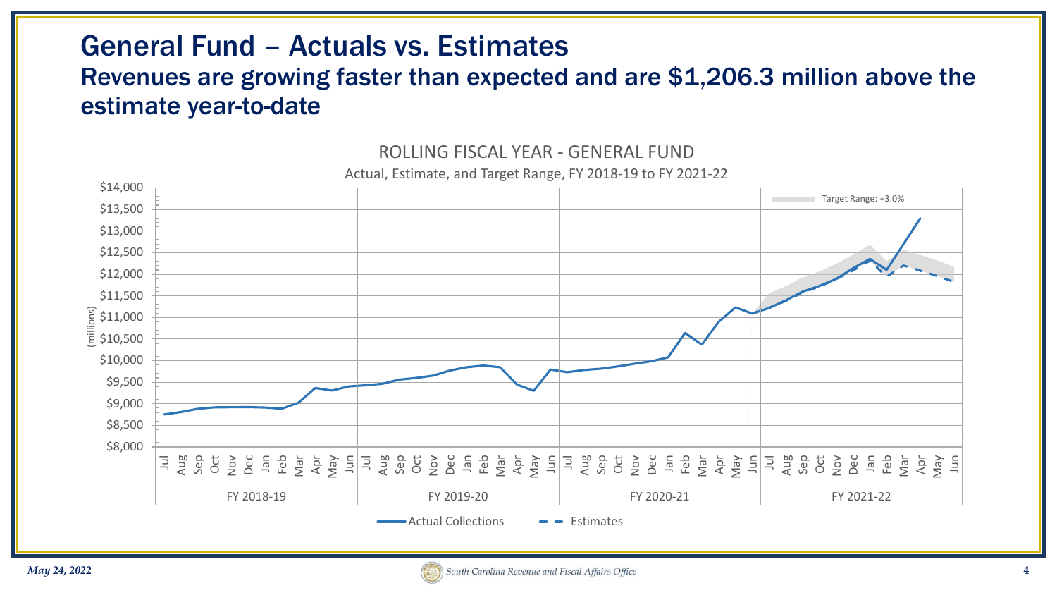# General Fund – Actuals vs. Estimates

## Revenues are growing faster than expected and are $1,206.3 million above the estimate year-to-date

ROLLING FISCAL YEAR - GENERAL FUND

Actual, Estimate, and Target Range, FY 2018-19 to FY 2021-22

Target Range: +3.0%

(millions)

$14,000
$13,500
$13,000
$12,500
$12,000
$11,500
$11,000
$10,500
$10,000
$9,500
$9,000
$8,500
$8,000

Jul Aug Sep Oct Nov Dec Jan Feb Mar Apr May Jun — FY 2018-19

Jul Aug Sep Oct Nov Dec Jan Feb Mar Apr May Jun — FY 2019-20

Jul Aug Sep Oct Nov Dec Jan Feb Mar Apr May Jun — FY 2020-21

Jul Aug Sep Oct Nov Dec Jan Feb Mar Apr May Jun — FY 2021-22

Actual Collections — Estimates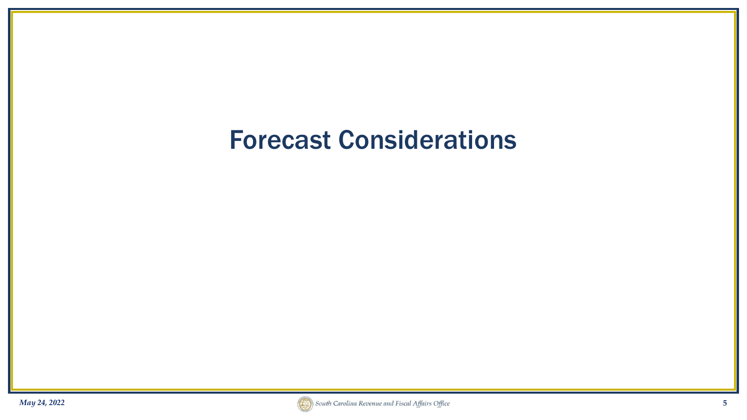# Forecast Considerations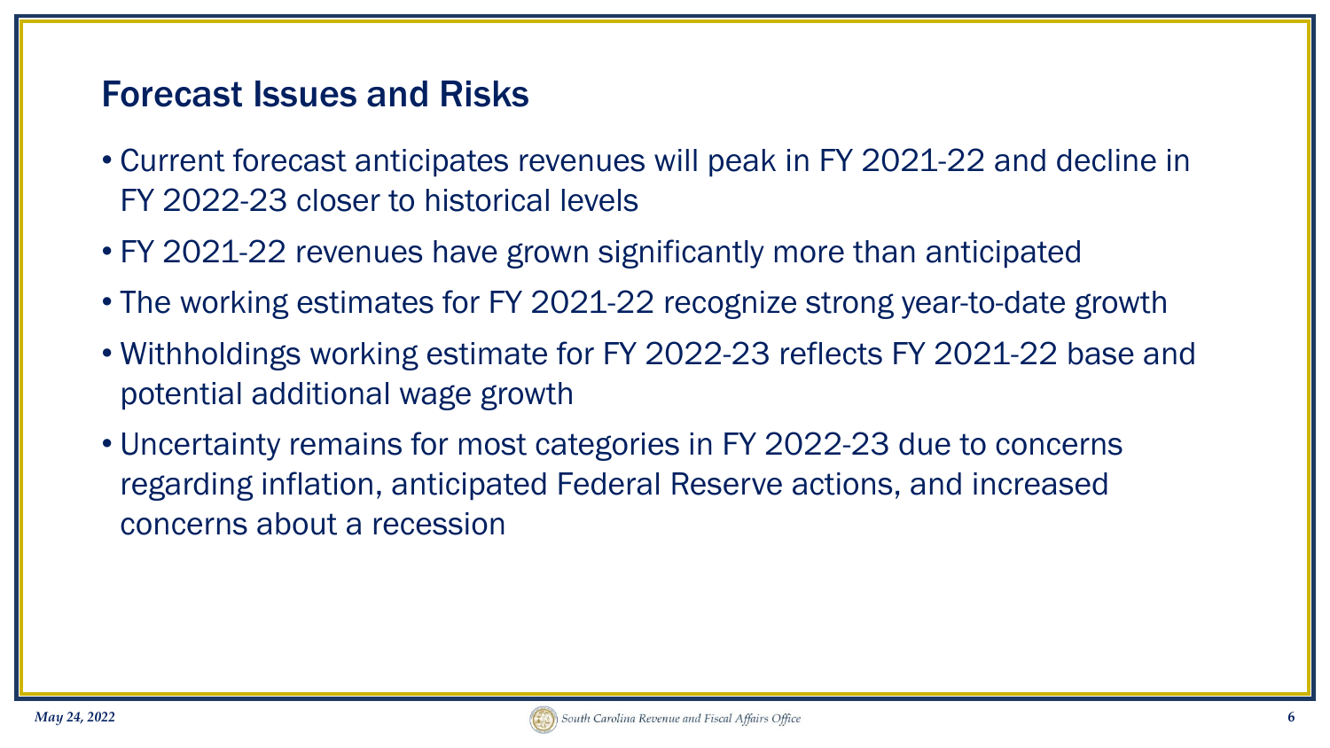## Forecast Issues and Risks

- Current forecast anticipates revenues will peak in FY 2021-22 and decline in FY 2022-23 closer to historical levels
- FY 2021-22 revenues have grown significantly more than anticipated
- The working estimates for FY 2021-22 recognize strong year-to-date growth
- Withholdings working estimate for FY 2022-23 reflects FY 2021-22 base and potential additional wage growth
- Uncertainty remains for most categories in FY 2022-23 due to concerns regarding inflation, anticipated Federal Reserve actions, and increased concerns about a recession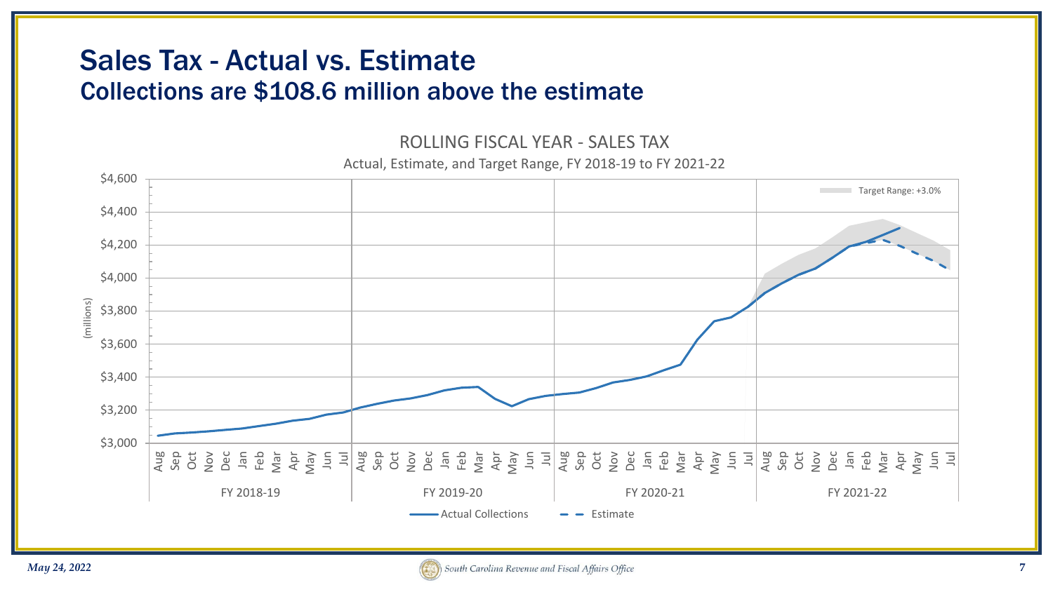# Sales Tax - Actual vs. Estimate

## Collections are $108.6 million above the estimate

ROLLING FISCAL YEAR - SALES TAX

Actual, Estimate, and Target Range, FY 2018-19 to FY 2021-22

(millions)

$4,600
$4,400
$4,200
$4,000
$3,800
$3,600
$3,400
$3,200
$3,000

Aug Sep Oct Nov Dec Jan Feb Mar Apr May Jun Jul

FY 2018-19 | FY 2019-20 | FY 2020-21 | FY 2021-22

Target Range: +3.0%

Actual Collections — Estimate

*May 24, 2022*

South Carolina Revenue and Fiscal Affairs Office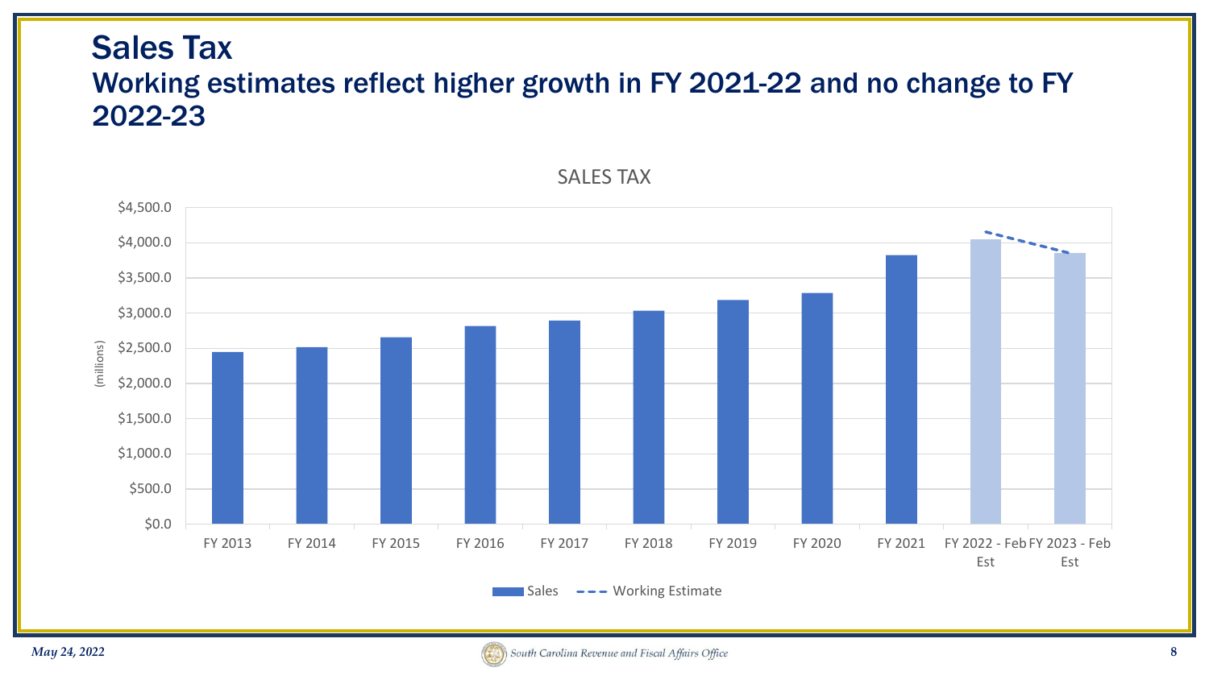# Sales Tax

## Working estimates reflect higher growth in FY 2021-22 and no change to FY 2022-23

SALES TAX

(millions)

$4,500.0
$4,000.0
$3,500.0
$3,000.0
$2,500.0
$2,000.0
$1,500.0
$1,000.0
$500.0
$0.0

FY 2013 | FY 2014 | FY 2015 | FY 2016 | FY 2017 | FY 2018 | FY 2019 | FY 2020 | FY 2021 | FY 2022 - Feb Est | FY 2023 - Feb Est

Sales — Working Estimate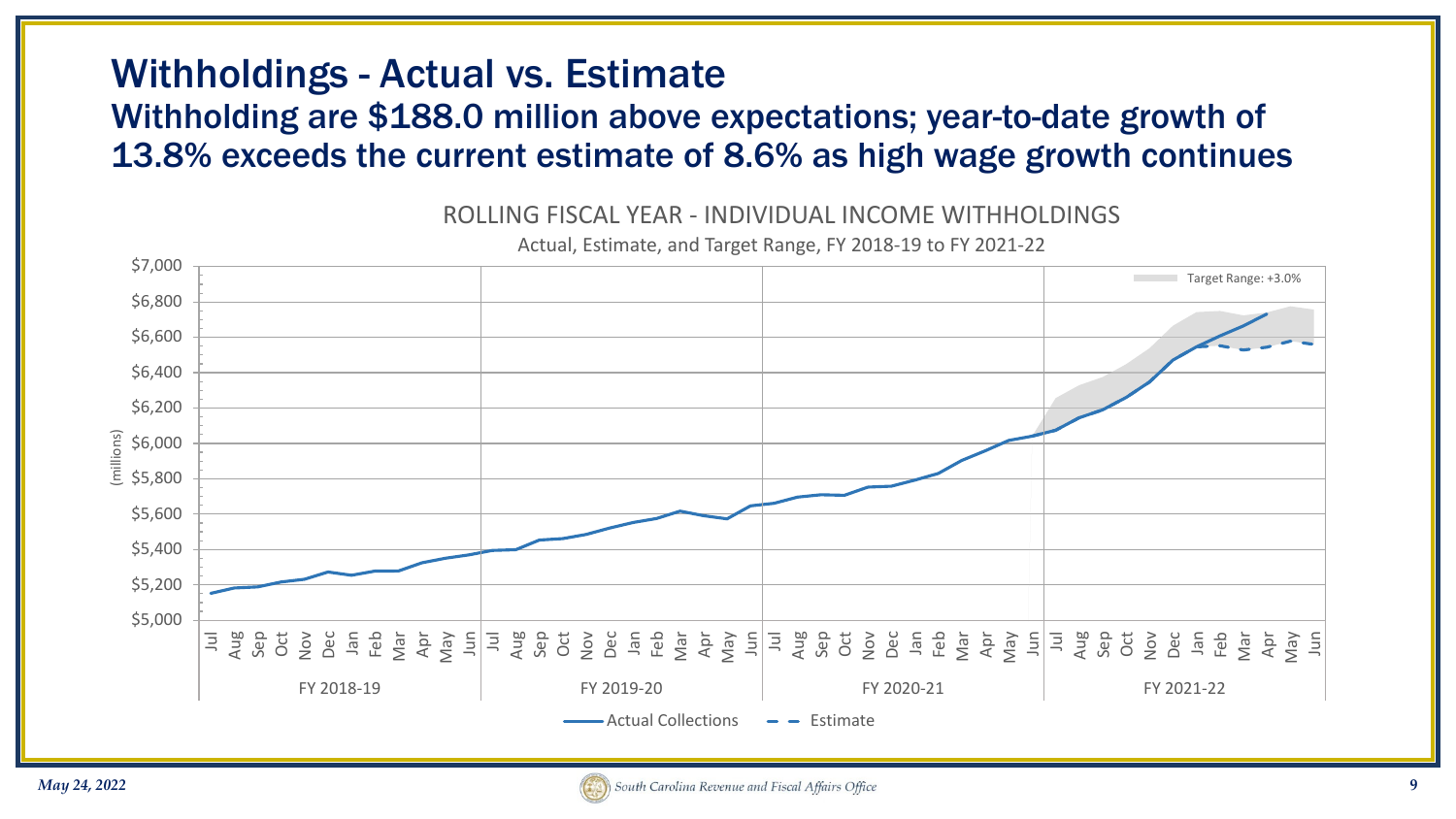# Withholdings - Actual vs. Estimate

## Withholding are $188.0 million above expectations; year-to-date growth of 13.8% exceeds the current estimate of 8.6% as high wage growth continues

ROLLING FISCAL YEAR - INDIVIDUAL INCOME WITHHOLDINGS

Actual, Estimate, and Target Range, FY 2018-19 to FY 2021-22

Target Range: +3.0%

(millions)

$7,000
$6,800
$6,600
$6,400
$6,200
$6,000
$5,800
$5,600
$5,400
$5,200
$5,000

Jul Aug Sep Oct Nov Dec Jan Feb Mar Apr May Jun — FY 2018-19

Jul Aug Sep Oct Nov Dec Jan Feb Mar Apr May Jun — FY 2019-20

Jul Aug Sep Oct Nov Dec Jan Feb Mar Apr May Jun — FY 2020-21

Jul Aug Sep Oct Nov Dec Jan Feb Mar Apr May Jun — FY 2021-22

Actual Collections — Estimate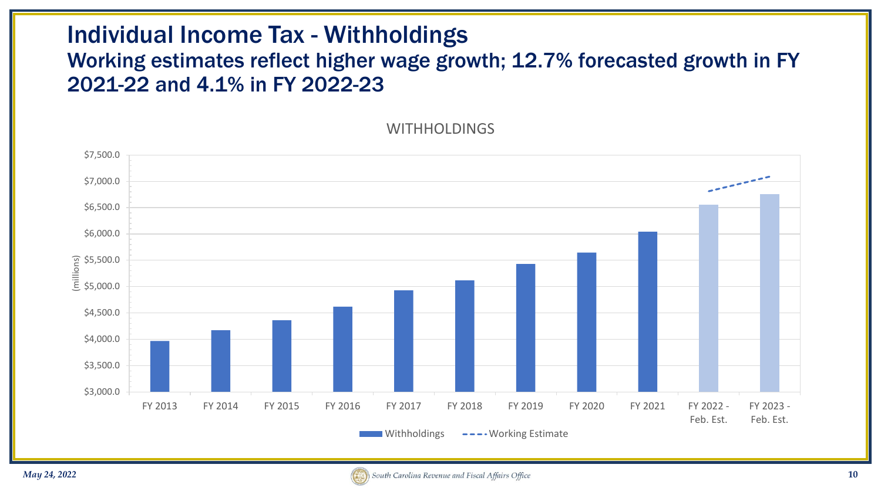# Individual Income Tax - Withholdings

## Working estimates reflect higher wage growth; 12.7% forecasted growth in FY 2021-22 and 4.1% in FY 2022-23

WITHHOLDINGS

(millions)

$7,500.0
$7,000.0
$6,500.0
$6,000.0
$5,500.0
$5,000.0
$4,500.0
$4,000.0
$3,500.0
$3,000.0

FY 2013 | FY 2014 | FY 2015 | FY 2016 | FY 2017 | FY 2018 | FY 2019 | FY 2020 | FY 2021 | FY 2022 - Feb. Est. | FY 2023 - Feb. Est.

Withholdings | Working Estimate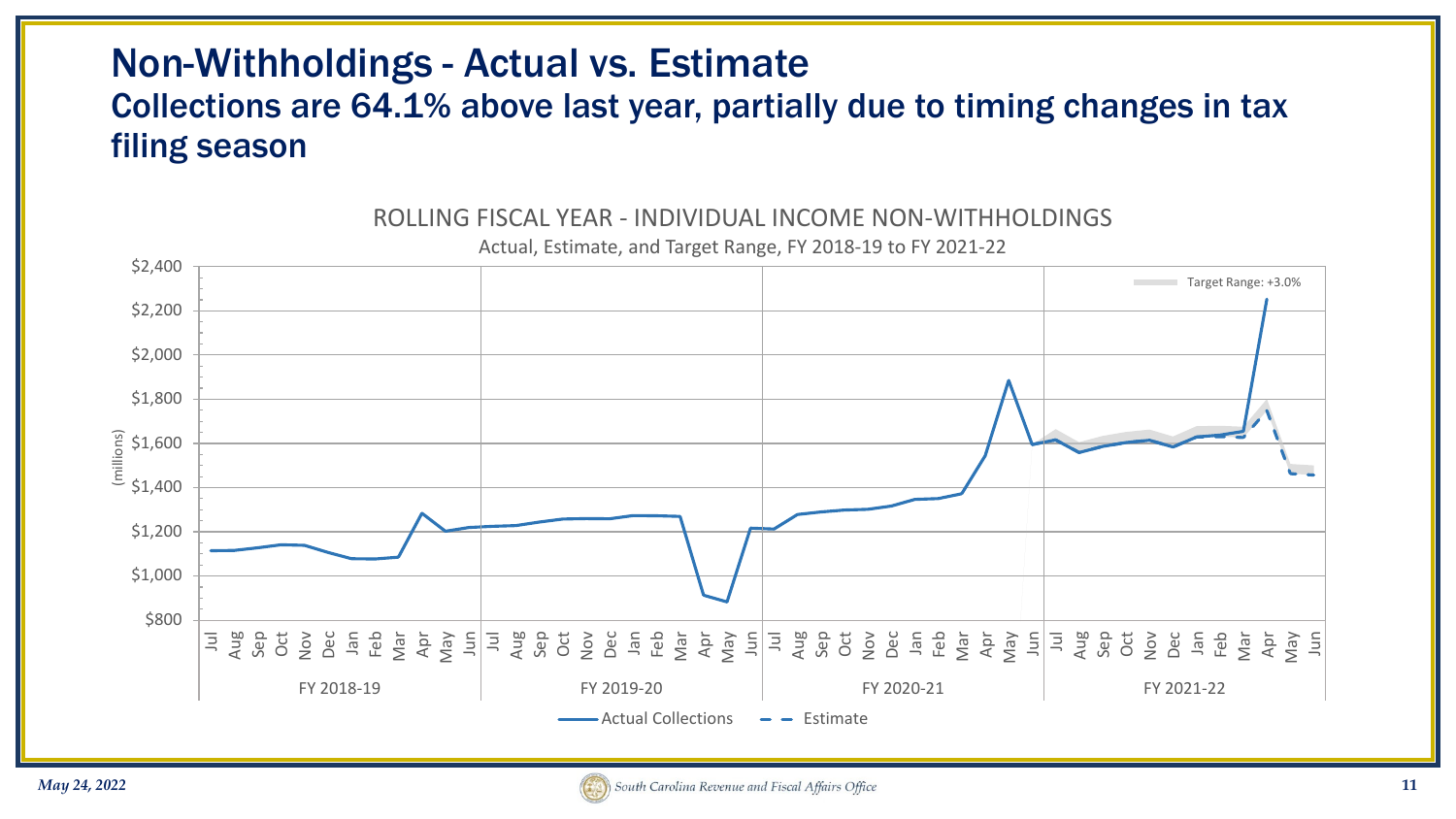# Non-Withholdings - Actual vs. Estimate

## Collections are 64.1% above last year, partially due to timing changes in tax filing season

ROLLING FISCAL YEAR - INDIVIDUAL INCOME NON-WITHHOLDINGS

Actual, Estimate, and Target Range, FY 2018-19 to FY 2021-22

(millions)

$2,400 · $2,200 · $2,000 · $1,800 · $1,600 · $1,400 · $1,200 · $1,000 · $800

Jul Aug Sep Oct Nov Dec Jan Feb Mar Apr May Jun

FY 2018-19 · FY 2019-20 · FY 2020-21 · FY 2021-22

Target Range: +3.0%

Actual Collections · Estimate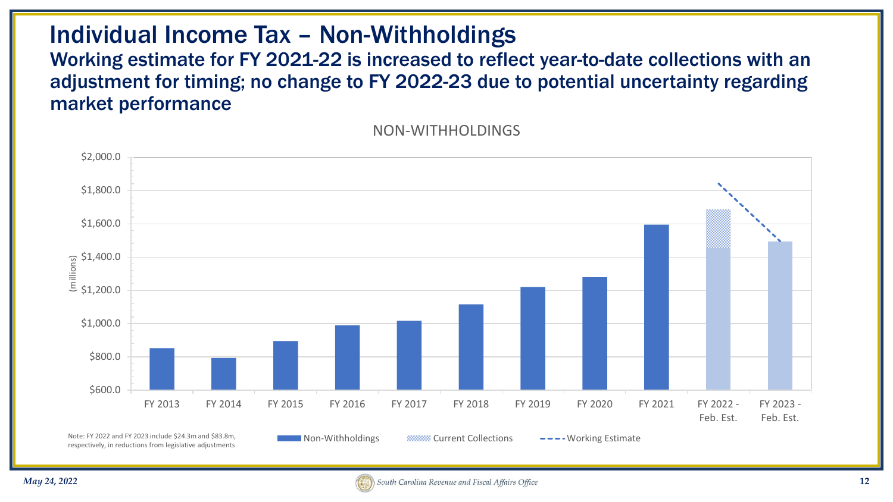# Individual Income Tax – Non-Withholdings

## Working estimate for FY 2021-22 is increased to reflect year-to-date collections with an adjustment for timing; no change to FY 2022-23 due to potential uncertainty regarding market performance

NON-WITHHOLDINGS

(millions)

$2,000.0
$1,800.0
$1,600.0
$1,400.0
$1,200.0
$1,000.0
$800.0
$600.0

FY 2013 | FY 2014 | FY 2015 | FY 2016 | FY 2017 | FY 2018 | FY 2019 | FY 2020 | FY 2021 | FY 2022 - Feb. Est. | FY 2023 - Feb. Est.

Non-Withholdings | Current Collections | Working Estimate

Note: FY 2022 and FY 2023 include $24.3m and $83.8m, respectively, in reductions from legislative adjustments

*May 24, 2022*

*South Carolina Revenue and Fiscal Affairs Office*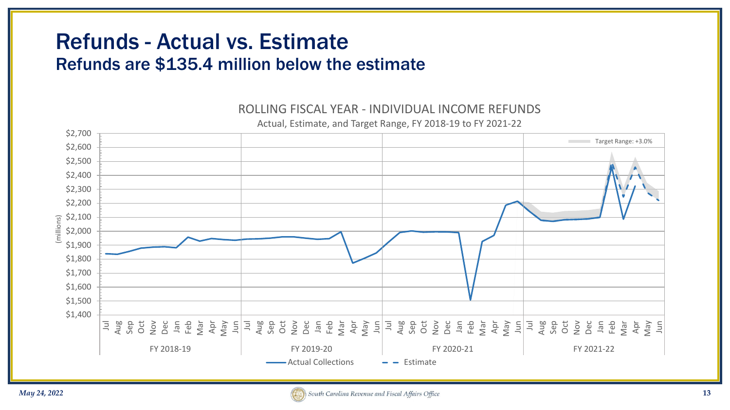# Refunds - Actual vs. Estimate

## Refunds are $135.4 million below the estimate

ROLLING FISCAL YEAR - INDIVIDUAL INCOME REFUNDS

Actual, Estimate, and Target Range, FY 2018-19 to FY 2021-22

(millions)

$2,700
$2,600
$2,500
$2,400
$2,300
$2,200
$2,100
$2,000
$1,900
$1,800
$1,700
$1,600
$1,500
$1,400

Target Range: +3.0%

Jul Aug Sep Oct Nov Dec Jan Feb Mar Apr May Jun — FY 2018-19

Jul Aug Sep Oct Nov Dec Jan Feb Mar Apr May Jun — FY 2019-20

Jul Aug Sep Oct Nov Dec Jan Feb Mar Apr May Jun — FY 2020-21

Jul Aug Sep Oct Nov Dec Jan Feb Mar Apr May Jun — FY 2021-22

Actual Collections — Estimate

*May 24, 2022*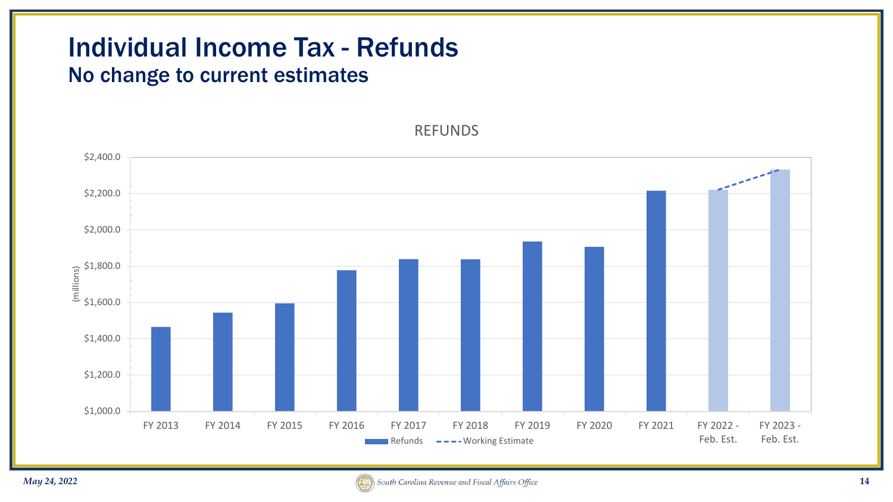# Individual Income Tax - Refunds

## No change to current estimates

REFUNDS

(millions)

| | Refunds |
|---|---|
| FY 2013 | ~$1,465 |
| FY 2014 | ~$1,545 |
| FY 2015 | ~$1,595 |
| FY 2016 | ~$1,775 |
| FY 2017 | ~$1,840 |
| FY 2018 | ~$1,840 |
| FY 2019 | ~$1,935 |
| FY 2020 | ~$1,905 |
| FY 2021 | ~$2,215 |
| FY 2022 - Feb. Est. | ~$2,220 |
| FY 2023 - Feb. Est. | ~$2,335 |

Legend: Refunds; Working Estimate (dashed line from FY 2022 - Feb. Est. to FY 2023 - Feb. Est.)

*May 24, 2022*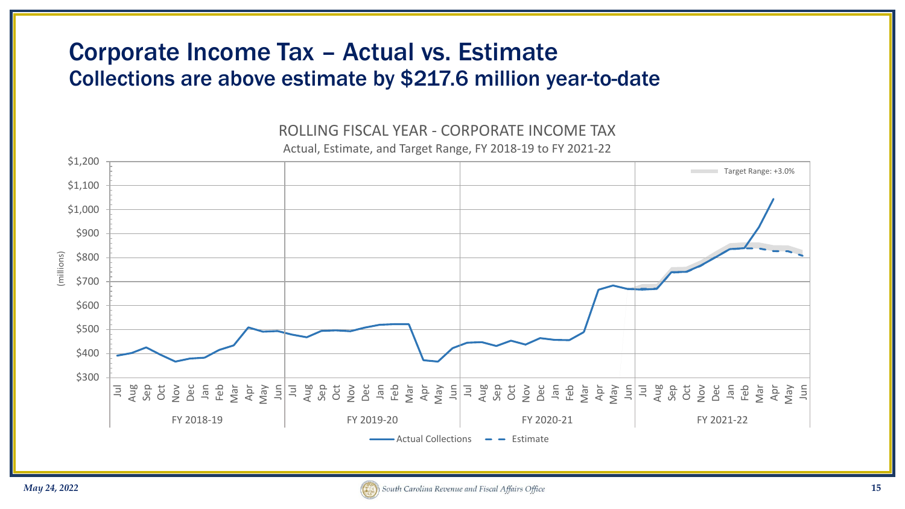# Corporate Income Tax – Actual vs. Estimate

## Collections are above estimate by $217.6 million year-to-date

ROLLING FISCAL YEAR - CORPORATE INCOME TAX

Actual, Estimate, and Target Range, FY 2018-19 to FY 2021-22

Target Range: +3.0%

(millions)

FY 2018-19 | FY 2019-20 | FY 2020-21 | FY 2021-22

Actual Collections — Estimate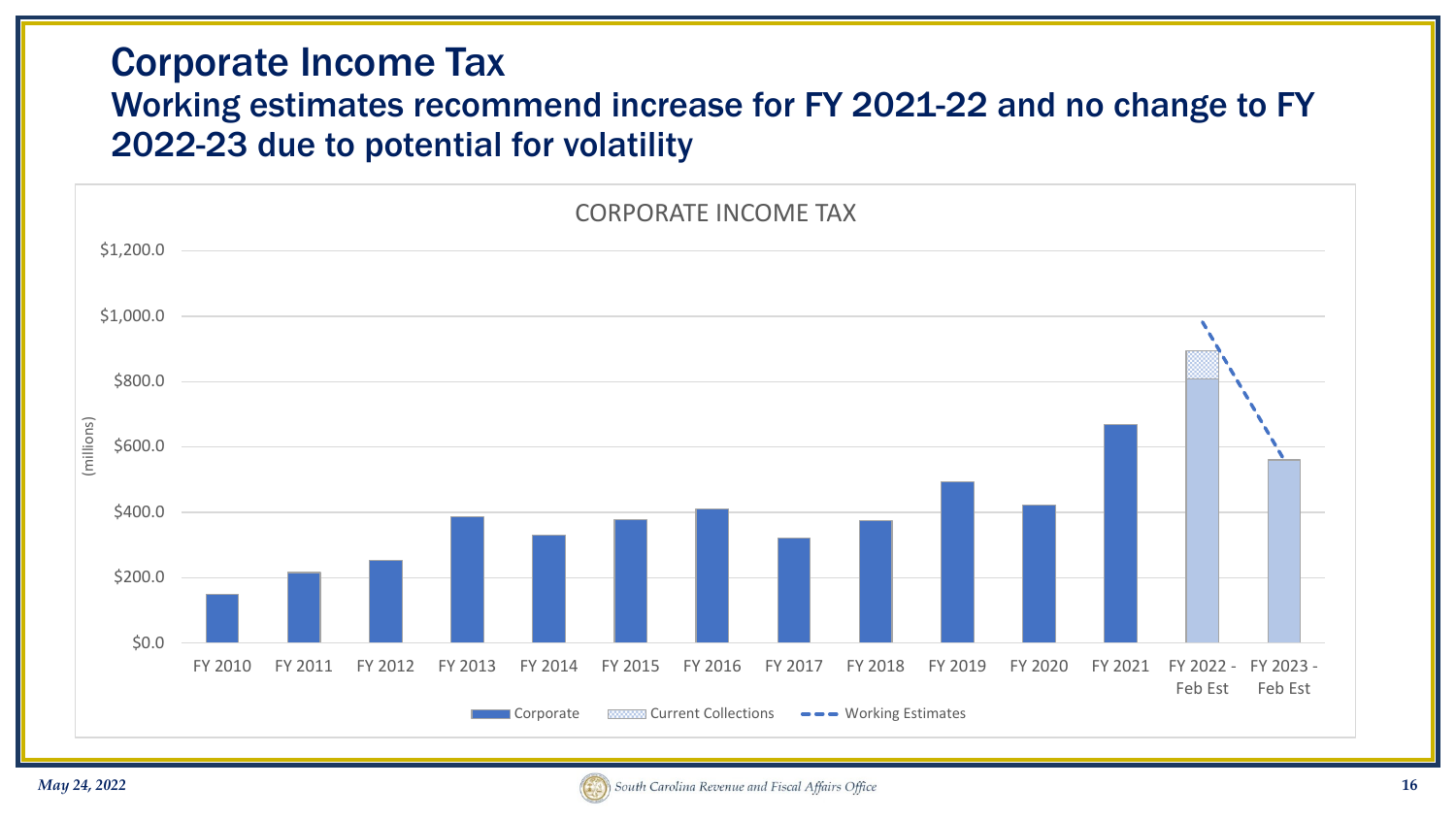# Corporate Income Tax

## Working estimates recommend increase for FY 2021-22 and no change to FY 2022-23 due to potential for volatility

CORPORATE INCOME TAX

(millions)

$1,200.0
$1,000.0
$800.0
$600.0
$400.0
$200.0
$0.0

FY 2010 | FY 2011 | FY 2012 | FY 2013 | FY 2014 | FY 2015 | FY 2016 | FY 2017 | FY 2018 | FY 2019 | FY 2020 | FY 2021 | FY 2022 - Feb Est | FY 2023 - Feb Est

Corporate | Current Collections | Working Estimates

*May 24, 2022*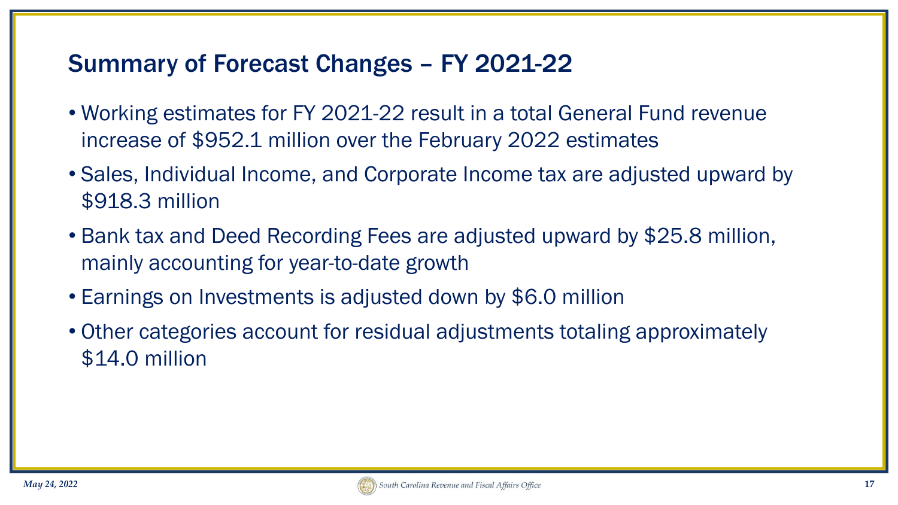## Summary of Forecast Changes – FY 2021-22

- Working estimates for FY 2021-22 result in a total General Fund revenue increase of $952.1 million over the February 2022 estimates
- Sales, Individual Income, and Corporate Income tax are adjusted upward by $918.3 million
- Bank tax and Deed Recording Fees are adjusted upward by $25.8 million, mainly accounting for year-to-date growth
- Earnings on Investments is adjusted down by $6.0 million
- Other categories account for residual adjustments totaling approximately $14.0 million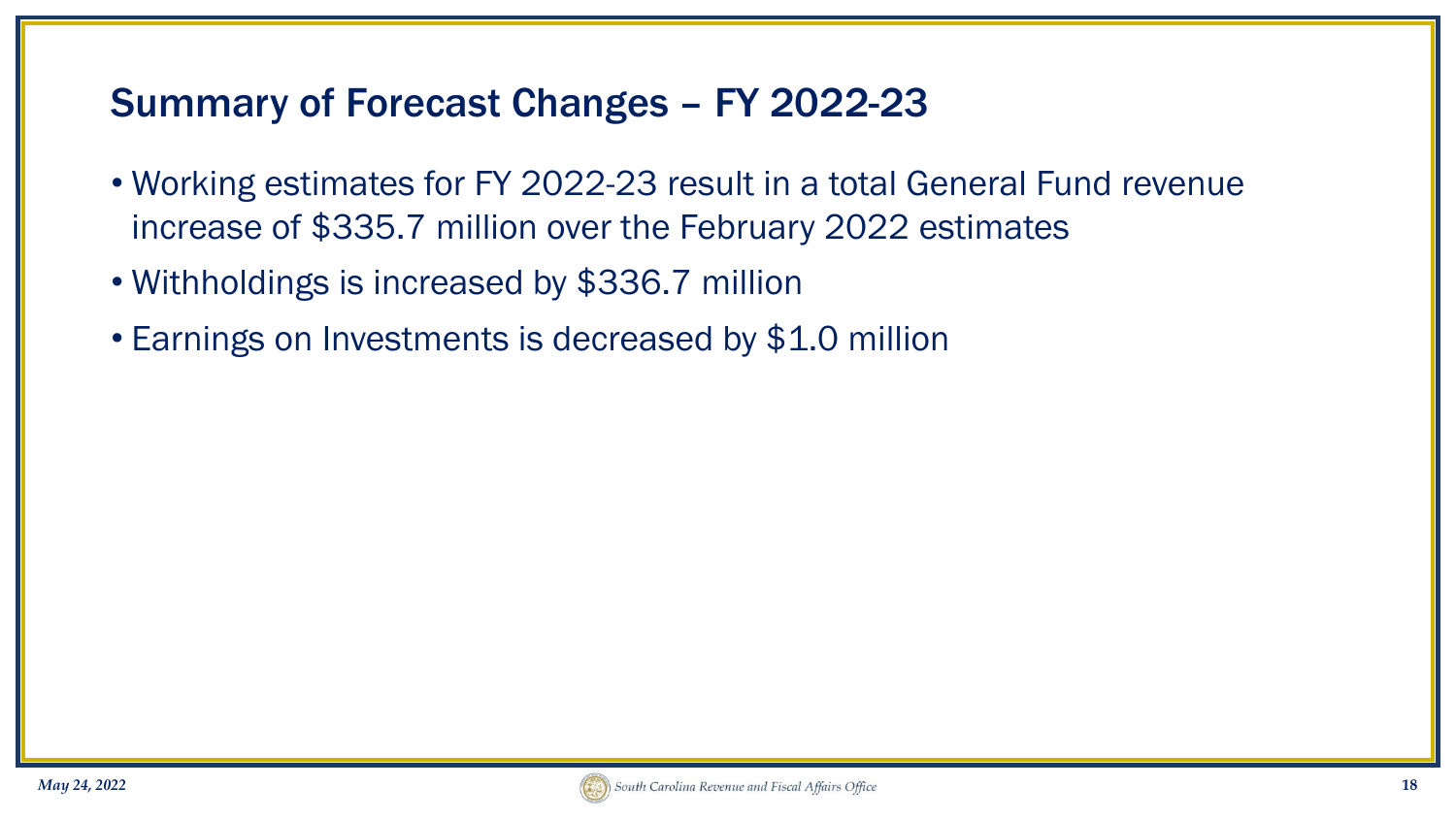## Summary of Forecast Changes – FY 2022-23

- Working estimates for FY 2022-23 result in a total General Fund revenue increase of $335.7 million over the February 2022 estimates
- Withholdings is increased by $336.7 million
- Earnings on Investments is decreased by $1.0 million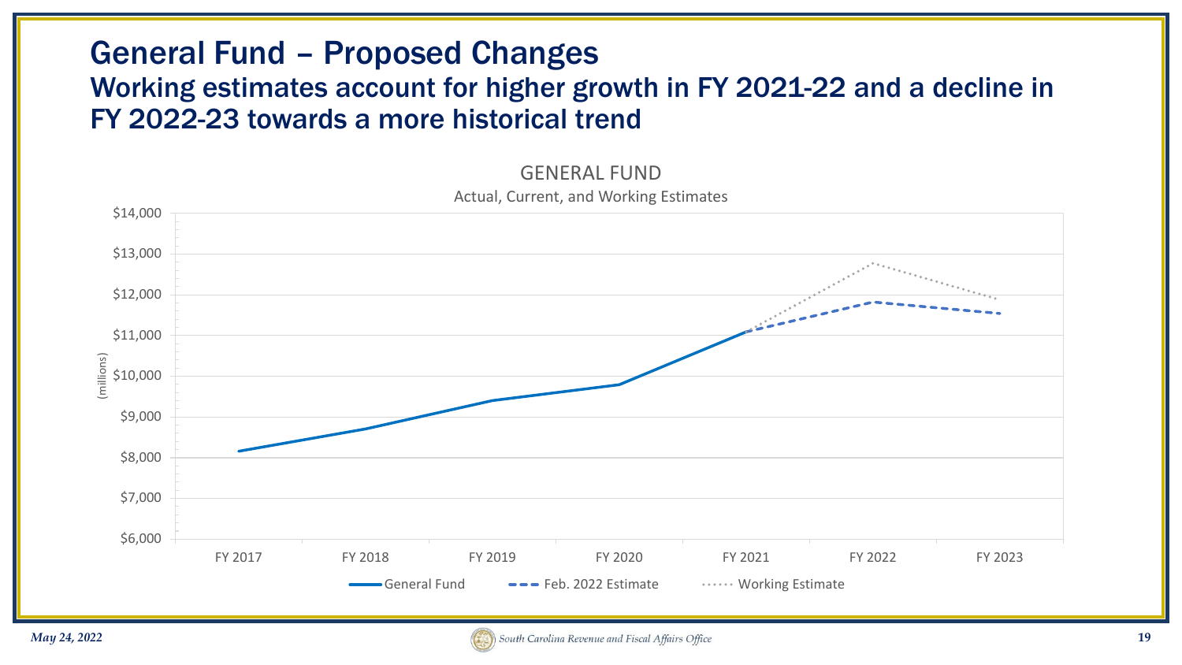# General Fund – Proposed Changes

## Working estimates account for higher growth in FY 2021-22 and a decline in FY 2022-23 towards a more historical trend

GENERAL FUND

Actual, Current, and Working Estimates

(millions)

$14,000
$13,000
$12,000
$11,000
$10,000
$9,000
$8,000
$7,000
$6,000

FY 2017 | FY 2018 | FY 2019 | FY 2020 | FY 2021 | FY 2022 | FY 2023

General Fund | Feb. 2022 Estimate | Working Estimate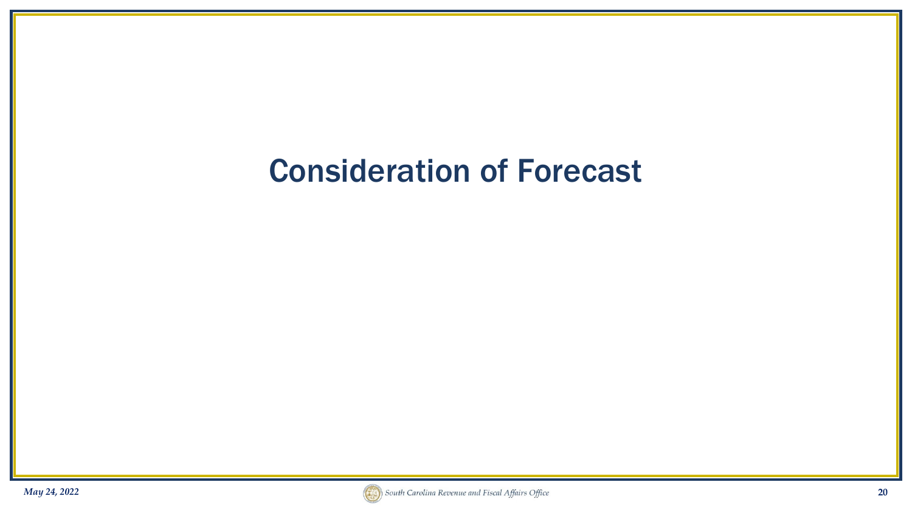# Consideration of Forecast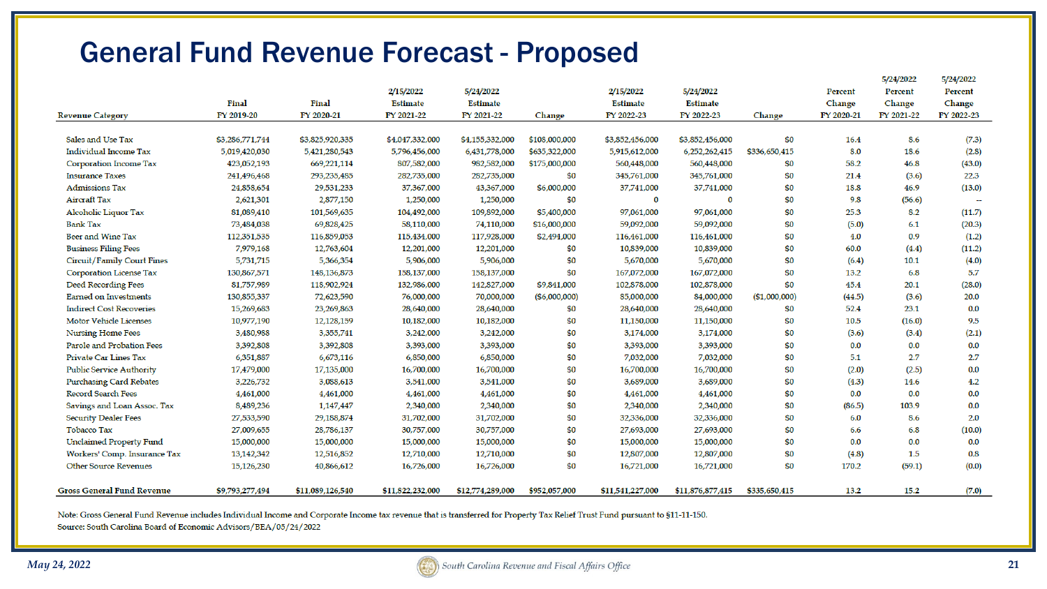# General Fund Revenue Forecast - Proposed

| Revenue Category | Final FY 2019-20 | Final FY 2020-21 | 2/15/2022 Estimate FY 2021-22 | 5/24/2022 Estimate FY 2021-22 | Change | 2/15/2022 Estimate FY 2022-23 | 5/24/2022 Estimate FY 2022-23 | Change | Percent Change FY 2020-21 | 5/24/2022 Percent Change FY 2021-22 | 5/24/2022 Percent Change FY 2022-23 |
|---|---|---|---|---|---|---|---|---|---|---|---|
| Sales and Use Tax | $3,286,771,744 | $3,825,920,335 | $4,047,332,000 | $4,155,332,000 | $108,000,000 | $3,852,456,000 | $3,852,456,000 | $0 | 16.4 | 8.6 | (7.3) |
| Individual Income Tax | 5,019,420,030 | 5,421,280,543 | 5,796,456,000 | 6,431,778,000 | $635,322,000 | 5,915,612,000 | 6,252,262,415 | $336,650,415 | 8.0 | 18.6 | (2.8) |
| Corporation Income Tax | 423,052,193 | 669,221,114 | 807,582,000 | 982,582,000 | $175,000,000 | 560,448,000 | 560,448,000 | $0 | 58.2 | 46.8 | (43.0) |
| Insurance Taxes | 241,496,468 | 293,235,485 | 282,735,000 | 282,735,000 | $0 | 345,761,000 | 345,761,000 | $0 | 21.4 | (3.6) | 22.3 |
| Admissions Tax | 24,858,654 | 29,531,233 | 37,367,000 | 43,367,000 | $6,000,000 | 37,741,000 | 37,741,000 | $0 | 18.8 | 46.9 | (13.0) |
| Aircraft Tax | 2,621,301 | 2,877,150 | 1,250,000 | 1,250,000 | $0 | 0 | 0 | $0 | 9.8 | (56.6) | -- |
| Alcoholic Liquor Tax | 81,089,410 | 101,569,635 | 104,492,000 | 109,892,000 | $5,400,000 | 97,061,000 | 97,061,000 | $0 | 25.3 | 8.2 | (11.7) |
| Bank Tax | 73,484,038 | 69,828,425 | 58,110,000 | 74,110,000 | $16,000,000 | 59,092,000 | 59,092,000 | $0 | (5.0) | 6.1 | (20.3) |
| Beer and Wine Tax | 112,351,535 | 116,859,053 | 115,434,000 | 117,928,000 | $2,494,000 | 116,461,000 | 116,461,000 | $0 | 4.0 | 0.9 | (1.2) |
| Business Filing Fees | 7,979,168 | 12,763,604 | 12,201,000 | 12,201,000 | $0 | 10,839,000 | 10,839,000 | $0 | 60.0 | (4.4) | (11.2) |
| Circuit/Family Court Fines | 5,731,715 | 5,366,354 | 5,906,000 | 5,906,000 | $0 | 5,670,000 | 5,670,000 | $0 | (6.4) | 10.1 | (4.0) |
| Corporation License Tax | 130,867,571 | 148,136,873 | 158,137,000 | 158,137,000 | $0 | 167,072,000 | 167,072,000 | $0 | 13.2 | 6.8 | 5.7 |
| Deed Recording Fees | 81,757,989 | 118,902,924 | 132,986,000 | 142,827,000 | $9,841,000 | 102,878,000 | 102,878,000 | $0 | 45.4 | 20.1 | (28.0) |
| Earned on Investments | 130,855,337 | 72,623,590 | 76,000,000 | 70,000,000 | ($6,000,000) | 85,000,000 | 84,000,000 | ($1,000,000) | (44.5) | (3.6) | 20.0 |
| Indirect Cost Recoveries | 15,269,683 | 23,269,863 | 28,640,000 | 28,640,000 | $0 | 28,640,000 | 28,640,000 | $0 | 52.4 | 23.1 | 0.0 |
| Motor Vehicle Licenses | 10,977,190 | 12,128,159 | 10,182,000 | 10,182,000 | $0 | 11,150,000 | 11,150,000 | $0 | 10.5 | (16.0) | 9.5 |
| Nursing Home Fees | 3,480,988 | 3,355,741 | 3,242,000 | 3,242,000 | $0 | 3,174,000 | 3,174,000 | $0 | (3.6) | (3.4) | (2.1) |
| Parole and Probation Fees | 3,392,808 | 3,392,808 | 3,393,000 | 3,393,000 | $0 | 3,393,000 | 3,393,000 | $0 | 0.0 | 0.0 | 0.0 |
| Private Car Lines Tax | 6,351,887 | 6,673,116 | 6,850,000 | 6,850,000 | $0 | 7,032,000 | 7,032,000 | $0 | 5.1 | 2.7 | 2.7 |
| Public Service Authority | 17,479,000 | 17,135,000 | 16,700,000 | 16,700,000 | $0 | 16,700,000 | 16,700,000 | $0 | (2.0) | (2.5) | 0.0 |
| Purchasing Card Rebates | 3,226,732 | 3,088,613 | 3,541,000 | 3,541,000 | $0 | 3,689,000 | 3,689,000 | $0 | (4.3) | 14.6 | 4.2 |
| Record Search Fees | 4,461,000 | 4,461,000 | 4,461,000 | 4,461,000 | $0 | 4,461,000 | 4,461,000 | $0 | 0.0 | 0.0 | 0.0 |
| Savings and Loan Assoc. Tax | 8,489,236 | 1,147,447 | 2,340,000 | 2,340,000 | $0 | 2,340,000 | 2,340,000 | $0 | (86.5) | 103.9 | 0.0 |
| Security Dealer Fees | 27,533,590 | 29,188,874 | 31,702,000 | 31,702,000 | $0 | 32,336,000 | 32,336,000 | $0 | 6.0 | 8.6 | 2.0 |
| Tobacco Tax | 27,009,655 | 28,786,137 | 30,757,000 | 30,757,000 | $0 | 27,693,000 | 27,693,000 | $0 | 6.6 | 6.8 | (10.0) |
| Unclaimed Property Fund | 15,000,000 | 15,000,000 | 15,000,000 | 15,000,000 | $0 | 15,000,000 | 15,000,000 | $0 | 0.0 | 0.0 | 0.0 |
| Workers' Comp. Insurance Tax | 13,142,342 | 12,516,852 | 12,710,000 | 12,710,000 | $0 | 12,807,000 | 12,807,000 | $0 | (4.8) | 1.5 | 0.8 |
| Other Source Revenues | 15,126,230 | 40,866,612 | 16,726,000 | 16,726,000 | $0 | 16,721,000 | 16,721,000 | $0 | 170.2 | (59.1) | (0.0) |
| **Gross General Fund Revenue** | **$9,793,277,494** | **$11,089,126,540** | **$11,822,232,000** | **$12,774,289,000** | **$952,057,000** | **$11,541,227,000** | **$11,876,877,415** | **$335,650,415** | **13.2** | **15.2** | **(7.0)** |

Note: Gross General Fund Revenue includes Individual Income and Corporate Income tax revenue that is transferred for Property Tax Relief Trust Fund pursuant to §11-11-150.

Source: South Carolina Board of Economic Advisors/BEA/05/24/2022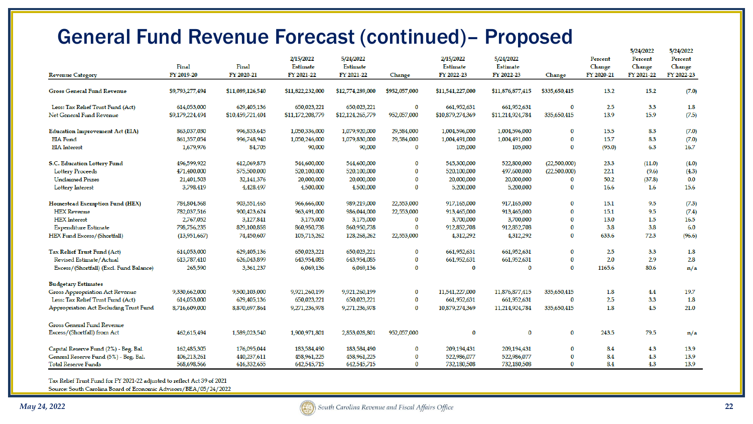# General Fund Revenue Forecast (continued)– Proposed

| Revenue Category | Final FY 2019-20 | Final FY 2020-21 | 2/15/2022 Estimate FY 2021-22 | 5/24/2022 Estimate FY 2021-22 | Change | 2/15/2022 Estimate FY 2022-23 | 5/24/2022 Estimate FY 2022-23 | Change | Percent Change FY 2020-21 | 5/24/2022 Percent Change FY 2021-22 | 5/24/2022 Percent Change FY 2022-23 |
|---|---|---|---|---|---|---|---|---|---|---|---|
| Gross General Fund Revenue | $9,793,277,494 | $11,089,126,540 | $11,822,232,000 | $12,774,289,000 | $952,057,000 | $11,541,227,000 | $11,876,877,415 | $335,650,415 | 13.2 | 15.2 | (7.0) |
| Less: Tax Relief Trust Fund (Act) | 614,053,000 | 629,405,136 | 650,023,221 | 650,023,221 | 0 | 661,952,631 | 661,952,631 | 0 | 2.5 | 3.3 | 1.8 |
| Net General Fund Revenue | $9,179,224,494 | $10,459,721,404 | $11,172,208,779 | $12,124,265,779 | 952,057,000 | $10,879,274,369 | $11,214,924,784 | 335,650,415 | 13.9 | 15.9 | (7.5) |
| Education Improvement Act (EIA) | 863,037,030 | 996,833,645 | 1,050,336,000 | 1,079,920,000 | 29,584,000 | 1,004,596,000 | 1,004,596,000 | 0 | 15.5 | 8.3 | (7.0) |
| EIA Fund | 861,357,054 | 996,748,940 | 1,050,246,000 | 1,079,830,000 | 29,584,000 | 1,004,491,000 | 1,004,491,000 | 0 | 15.7 | 8.3 | (7.0) |
| EIA Interest | 1,679,976 | 84,705 | 90,000 | 90,000 | 0 | 105,000 | 105,000 | 0 | (95.0) | 6.3 | 16.7 |
| S.C. Education Lottery Fund | 496,599,922 | 612,069,873 | 544,600,000 | 544,600,000 | 0 | 545,300,000 | 522,800,000 | (22,500,000) | 23.3 | (11.0) | (4.0) |
| Lottery Proceeds | 471,400,000 | 575,500,000 | 520,100,000 | 520,100,000 | 0 | 520,100,000 | 497,600,000 | (22,500,000) | 22.1 | (9.6) | (4.3) |
| Unclaimed Prizes | 21,401,503 | 32,141,376 | 20,000,000 | 20,000,000 | 0 | 20,000,000 | 20,000,000 | 0 | 50.2 | (37.8) | 0.0 |
| Lottery Interest | 3,798,419 | 4,428,497 | 4,500,000 | 4,500,000 | 0 | 5,200,000 | 5,200,000 | 0 | 16.6 | 1.6 | 15.6 |
| Homestead Exemption Fund (HEX) | 784,804,568 | 903,551,465 | 966,666,000 | 989,219,000 | 22,553,000 | 917,165,000 | 917,165,000 | 0 | 15.1 | 9.5 | (7.3) |
| HEX Revenue | 782,037,516 | 900,423,624 | 963,491,000 | 986,044,000 | 22,553,000 | 913,465,000 | 913,465,000 | 0 | 15.1 | 9.5 | (7.4) |
| HEX Interest | 2,767,052 | 3,127,841 | 3,175,000 | 3,175,000 | 0 | 3,700,000 | 3,700,000 | 0 | 13.0 | 1.5 | 16.5 |
| Expenditure Estimate | 798,756,235 | 829,100,858 | 860,950,738 | 860,950,738 | 0 | 912,852,708 | 912,852,708 | 0 | 3.8 | 3.8 | 6.0 |
| HEX Fund Excess/(Shortfall) | (13,951,667) | 74,450,607 | 105,715,262 | 128,268,262 | 22,553,000 | 4,312,292 | 4,312,292 | 0 | 633.6 | 72.3 | (96.6) |
| Tax Relief Trust Fund (Act) | 614,053,000 | 629,405,136 | 650,023,221 | 650,023,221 | 0 | 661,952,631 | 661,952,631 | 0 | 2.5 | 3.3 | 1.8 |
| Revised Estimate/Actual | 613,787,410 | 626,043,899 | 643,954,085 | 643,954,085 | 0 | 661,952,631 | 661,952,631 | 0 | 2.0 | 2.9 | 2.8 |
| Excess/(Shortfall) (Excl. Fund Balance) | 265,590 | 3,361,237 | 6,069,136 | 6,069,136 | 0 | 0 | 0 | 0 | 1165.6 | 80.6 | n/a |
| **Budgetary Estimates** | | | | | | | | | | | |
| Gross Appropriation Act Revenue | 9,330,662,000 | 9,500,103,000 | 9,921,260,199 | 9,921,260,199 | 0 | 11,541,227,000 | 11,876,877,415 | 335,650,415 | 1.8 | 4.4 | 19.7 |
| Less: Tax Relief Trust Fund (Act) | 614,053,000 | 629,405,136 | 650,023,221 | 650,023,221 | 0 | 661,952,631 | 661,952,631 | 0 | 2.5 | 3.3 | 1.8 |
| Appropriation Act Excluding Trust Fund | 8,716,609,000 | 8,870,697,864 | 9,271,236,978 | 9,271,236,978 | 0 | 10,879,274,369 | 11,214,924,784 | 335,650,415 | 1.8 | 4.5 | 21.0 |
| Gross General Fund Revenue Excess/(Shortfall) from Act | 462,615,494 | 1,589,023,540 | 1,900,971,801 | 2,853,028,801 | 952,057,000 | 0 | 0 | 0 | 243.5 | 79.5 | n/a |
| Capital Reserve Fund (2%) - Beg. Bal. | 162,485,305 | 176,095,044 | 183,584,490 | 183,584,490 | 0 | 209,194,431 | 209,194,431 | 0 | 8.4 | 4.3 | 13.9 |
| General Reserve Fund (5%) - Beg. Bal. | 406,213,261 | 440,237,611 | 458,961,225 | 458,961,225 | 0 | 522,986,077 | 522,986,077 | 0 | 8.4 | 4.3 | 13.9 |
| Total Reserve Funds | 568,698,566 | 616,332,655 | 642,545,715 | 642,545,715 | 0 | 732,180,508 | 732,180,508 | 0 | 8.4 | 4.3 | 13.9 |

Tax Relief Trust Fund for FY 2021-22 adjusted to reflect Act 39 of 2021

Source: South Carolina Board of Economic Advisors/BEA/05/24/2022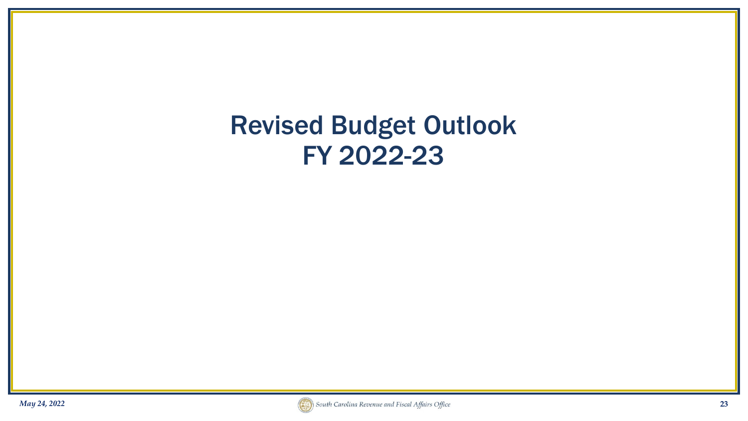# Revised Budget Outlook
# FY 2022-23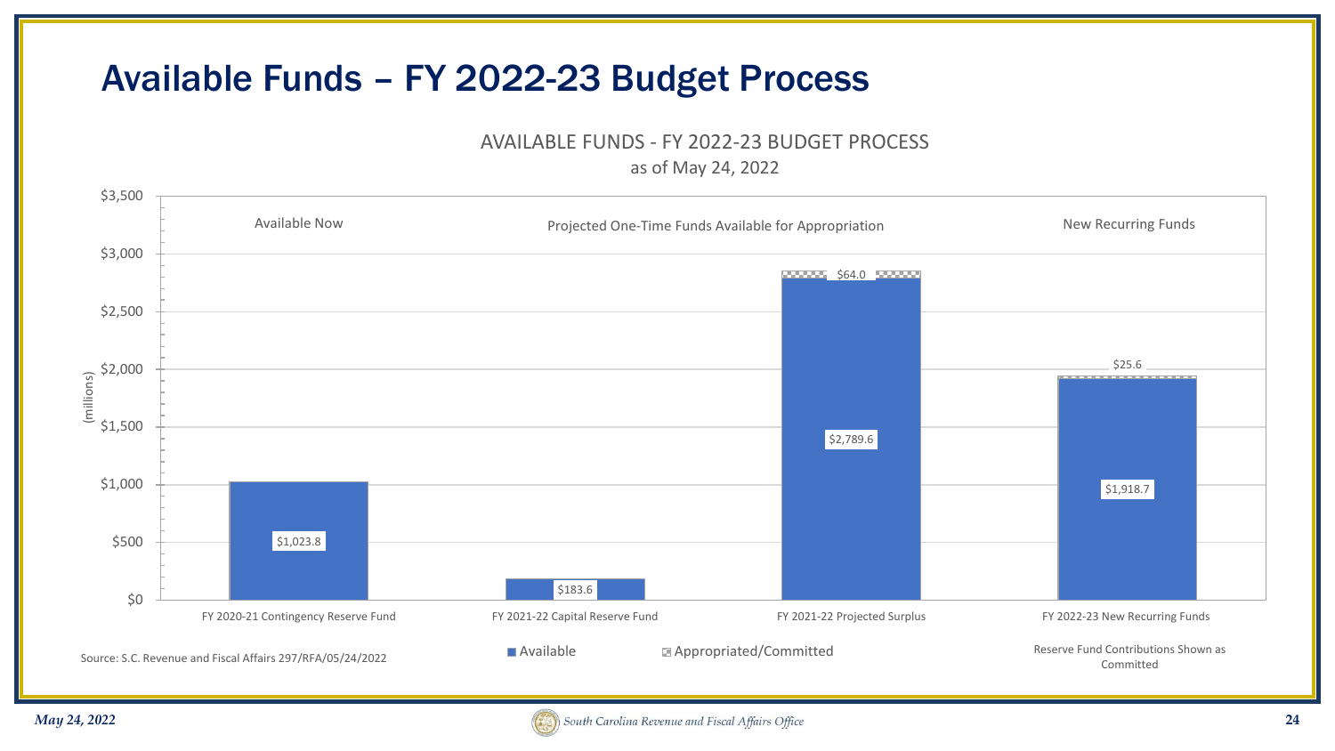# Available Funds – FY 2022-23 Budget Process

AVAILABLE FUNDS - FY 2022-23 BUDGET PROCESS
as of May 24, 2022

| Category | Fund | Available | Appropriated/Committed |
|---|---|---|---|
| Available Now | FY 2020-21 Contingency Reserve Fund | $1,023.8 | |
| Projected One-Time Funds Available for Appropriation | FY 2021-22 Capital Reserve Fund | $183.6 | |
| Projected One-Time Funds Available for Appropriation | FY 2021-22 Projected Surplus | $2,789.6 | $64.0 |
| New Recurring Funds | FY 2022-23 New Recurring Funds | $1,918.7 | $25.6 |

(millions)

Reserve Fund Contributions Shown as Committed

Source: S.C. Revenue and Fiscal Affairs 297/RFA/05/24/2022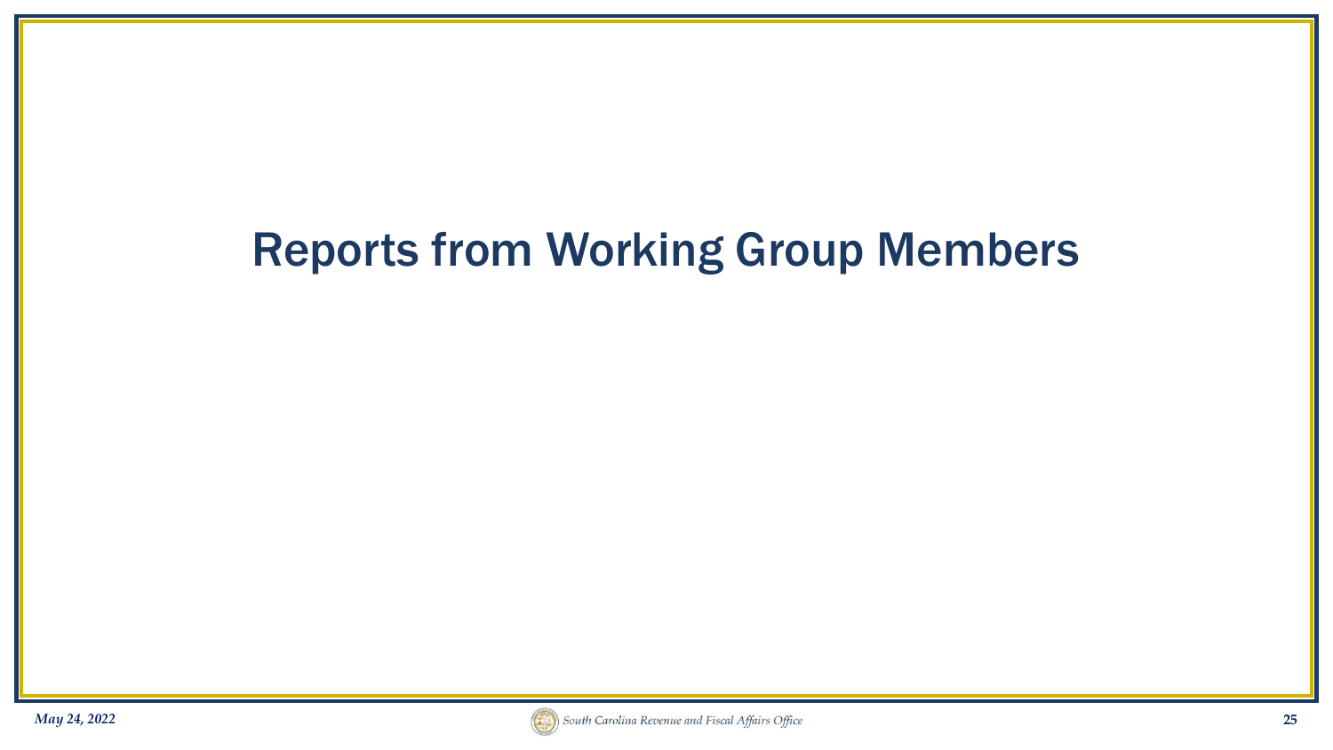# Reports from Working Group Members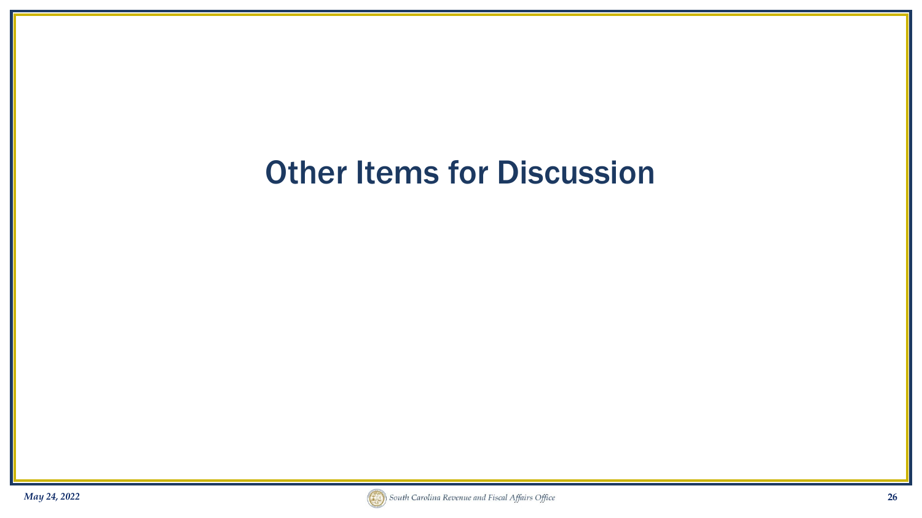# Other Items for Discussion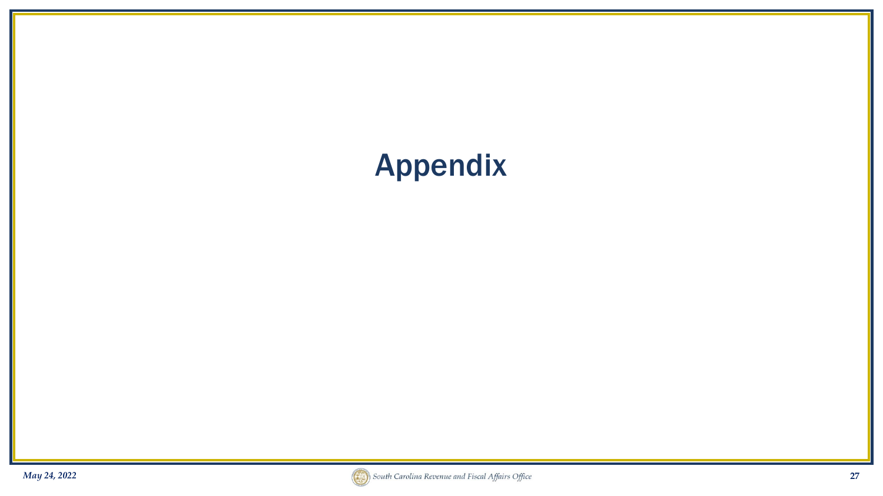# Appendix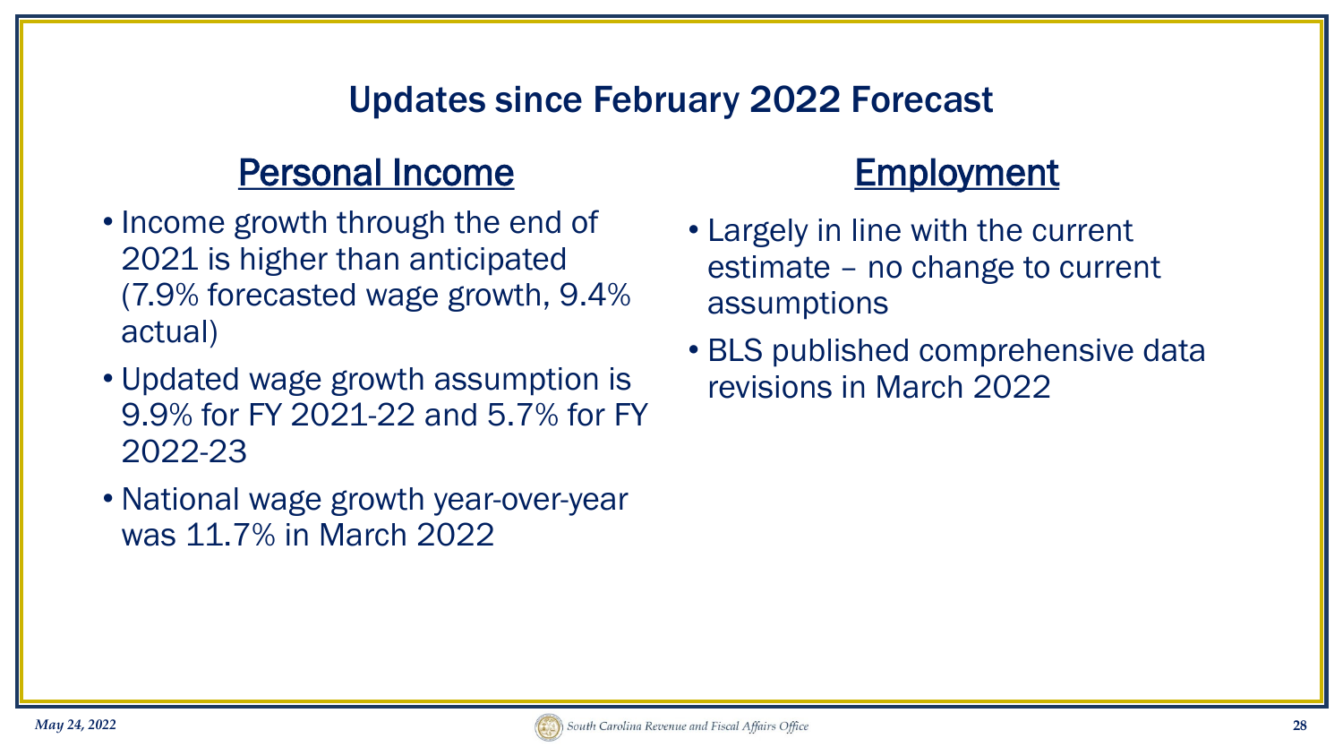# Updates since February 2022 Forecast

## Personal Income

- Income growth through the end of 2021 is higher than anticipated (7.9% forecasted wage growth, 9.4% actual)
- Updated wage growth assumption is 9.9% for FY 2021-22 and 5.7% for FY 2022-23
- National wage growth year-over-year was 11.7% in March 2022

## Employment

- Largely in line with the current estimate – no change to current assumptions
- BLS published comprehensive data revisions in March 2022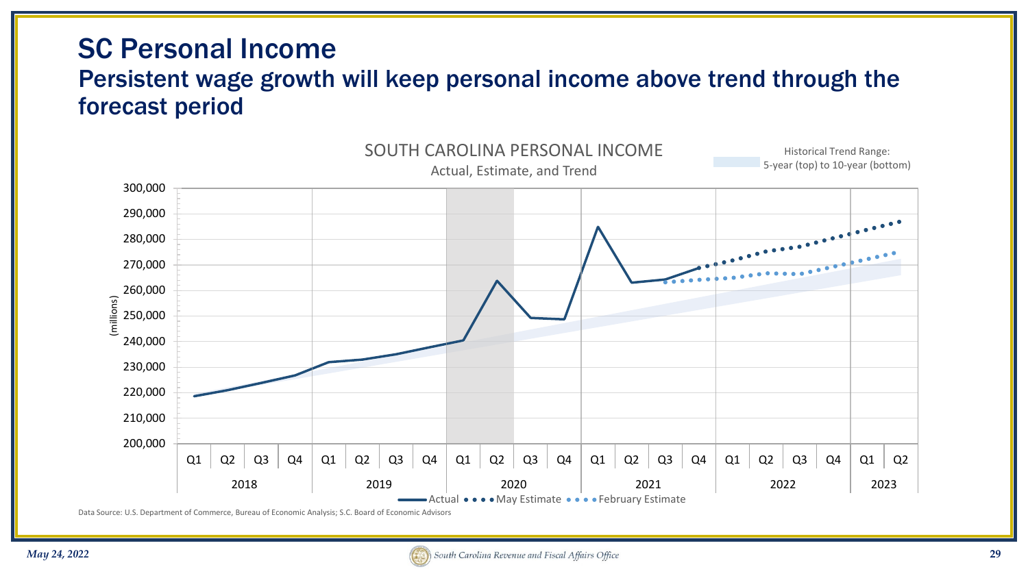# SC Personal Income

## Persistent wage growth will keep personal income above trend through the forecast period

SOUTH CAROLINA PERSONAL INCOME

Actual, Estimate, and Trend

Historical Trend Range: 5-year (top) to 10-year (bottom)

(millions)

300,000
290,000
280,000
270,000
260,000
250,000
240,000
230,000
220,000
210,000
200,000

| 2018 | | | | 2019 | | | | 2020 | | | | 2021 | | | | 2022 | | | | 2023 | |
|---|---|---|---|---|---|---|---|---|---|---|---|---|---|---|---|---|---|---|---|---|---|
| Q1 | Q2 | Q3 | Q4 | Q1 | Q2 | Q3 | Q4 | Q1 | Q2 | Q3 | Q4 | Q1 | Q2 | Q3 | Q4 | Q1 | Q2 | Q3 | Q4 | Q1 | Q2 |

Actual • • • • May Estimate • • • • February Estimate

Data Source: U.S. Department of Commerce, Bureau of Economic Analysis; S.C. Board of Economic Advisors

*May 24, 2022*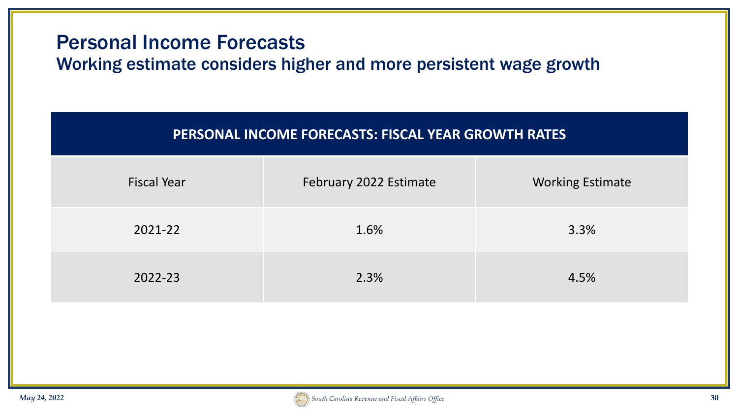# Personal Income Forecasts

## Working estimate considers higher and more persistent wage growth

| PERSONAL INCOME FORECASTS: FISCAL YEAR GROWTH RATES | | |
|---|---|---|
| Fiscal Year | February 2022 Estimate | Working Estimate |
| 2021-22 | 1.6% | 3.3% |
| 2022-23 | 2.3% | 4.5% |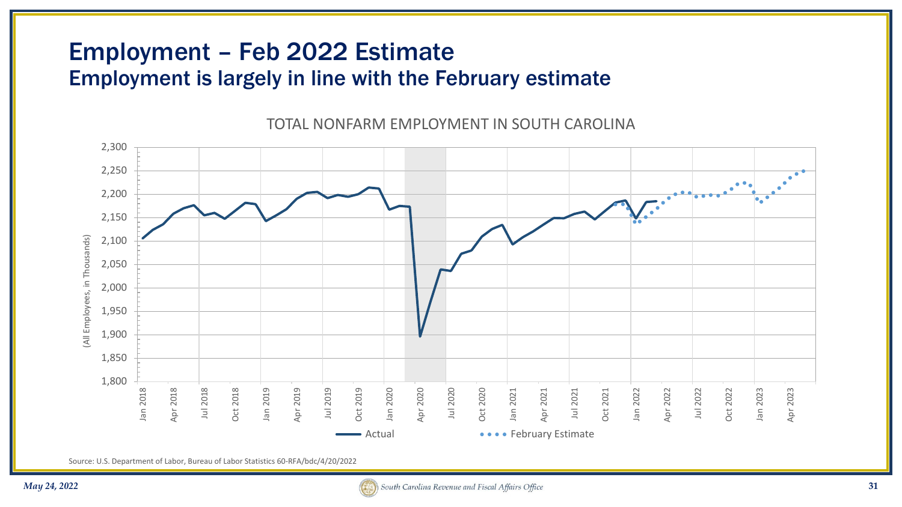# Employment – Feb 2022 Estimate

## Employment is largely in line with the February estimate

TOTAL NONFARM EMPLOYMENT IN SOUTH CAROLINA

(All Employees, in Thousands)

Actual | February Estimate

Source: U.S. Department of Labor, Bureau of Labor Statistics 60-RFA/bdc/4/20/2022

*May 24, 2022*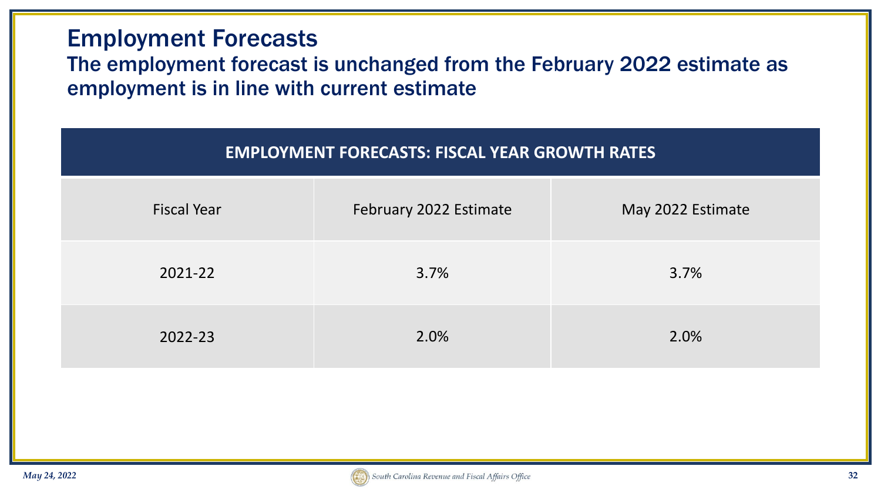# Employment Forecasts

## The employment forecast is unchanged from the February 2022 estimate as employment is in line with current estimate

| EMPLOYMENT FORECASTS: FISCAL YEAR GROWTH RATES | | |
|---|---|---|
| Fiscal Year | February 2022 Estimate | May 2022 Estimate |
| 2021-22 | 3.7% | 3.7% |
| 2022-23 | 2.0% | 2.0% |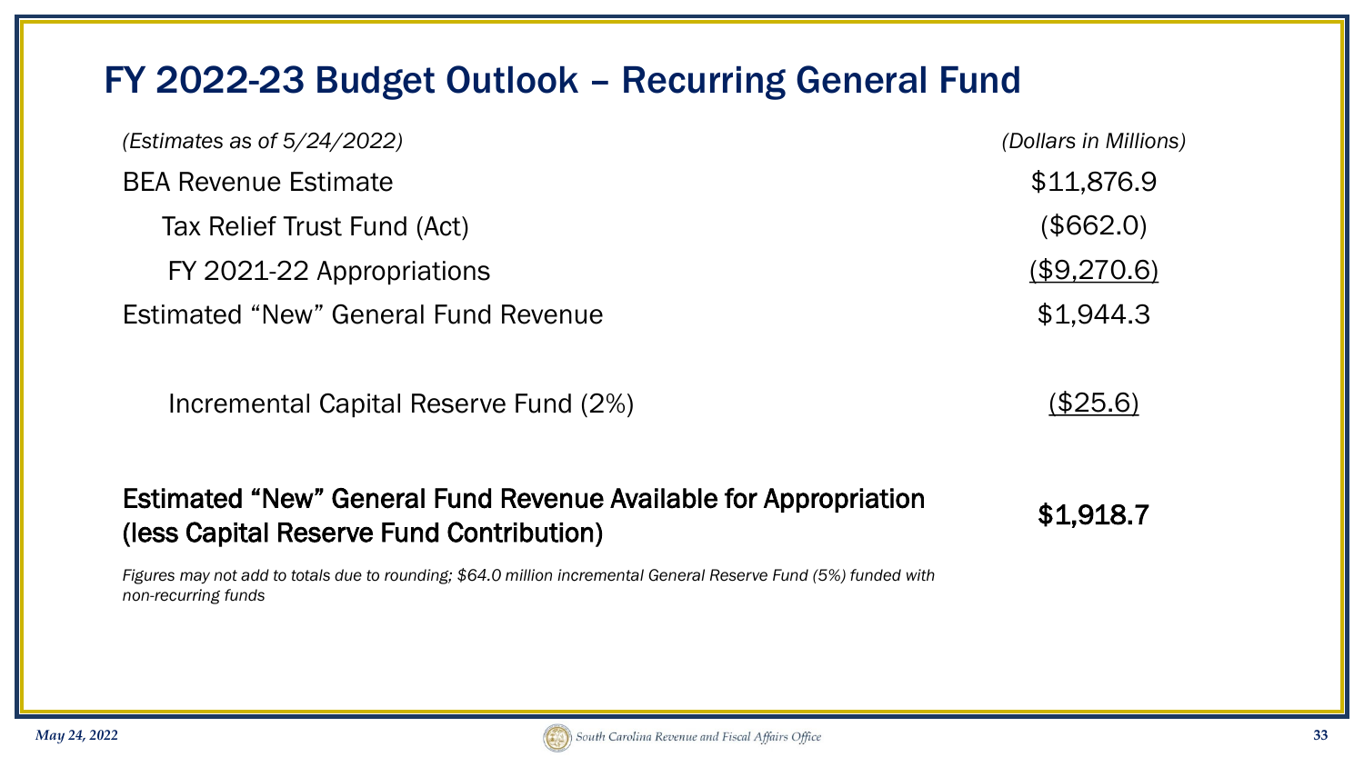# FY 2022-23 Budget Outlook – Recurring General Fund

| *(Estimates as of 5/24/2022)* | *(Dollars in Millions)* |
| --- | --- |
| BEA Revenue Estimate | $11,876.9 |
| Tax Relief Trust Fund (Act) | ($662.0) |
| FY 2021-22 Appropriations | ($9,270.6) |
| Estimated "New" General Fund Revenue | $1,944.3 |
| Incremental Capital Reserve Fund (2%) | ($25.6) |
| **Estimated "New" General Fund Revenue Available for Appropriation (less Capital Reserve Fund Contribution)** | **$1,918.7** |

*Figures may not add to totals due to rounding; $64.0 million incremental General Reserve Fund (5%) funded with non-recurring funds*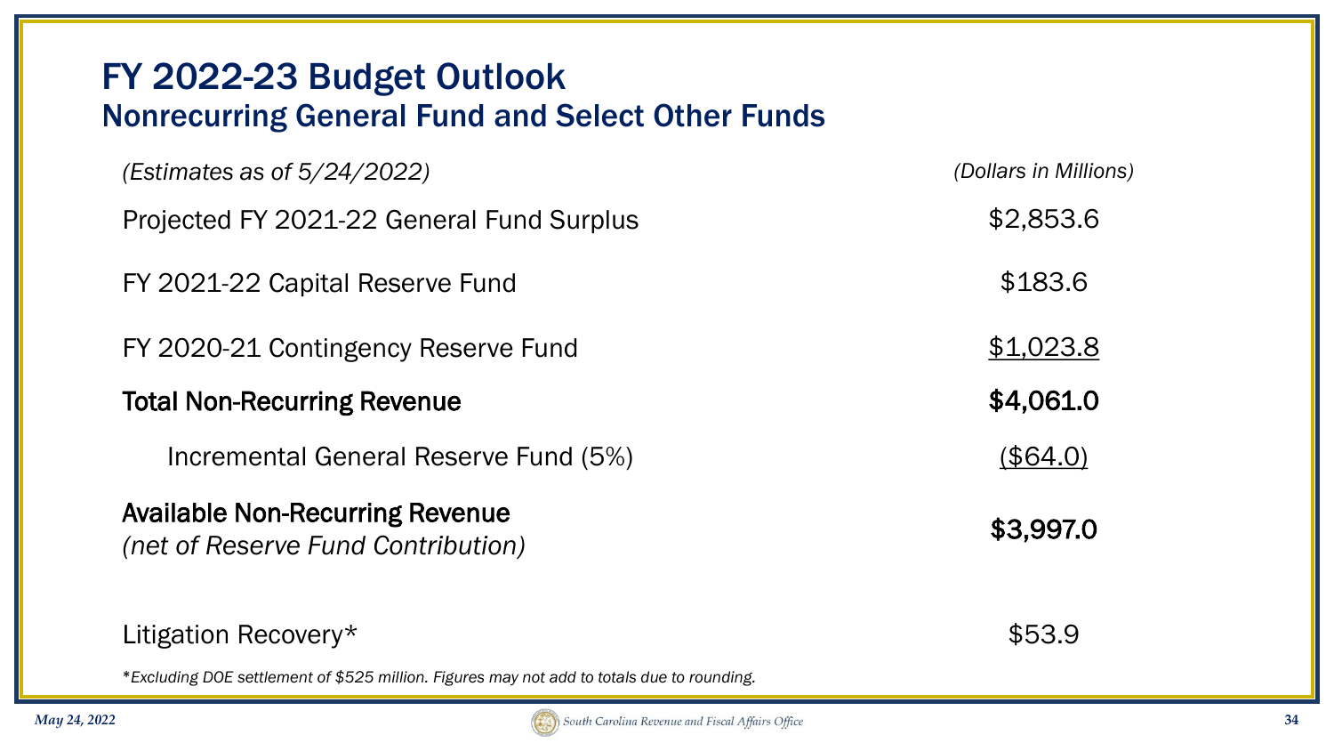# FY 2022-23 Budget Outlook

## Nonrecurring General Fund and Select Other Funds

| *(Estimates as of 5/24/2022)* | *(Dollars in Millions)* |
| --- | --- |
| Projected FY 2021-22 General Fund Surplus | $2,853.6 |
| FY 2021-22 Capital Reserve Fund | $183.6 |
| FY 2020-21 Contingency Reserve Fund | $1,023.8 |
| **Total Non-Recurring Revenue** | **$4,061.0** |
| Incremental General Reserve Fund (5%) | ($64.0) |
| **Available Non-Recurring Revenue** *(net of Reserve Fund Contribution)* | **$3,997.0** |
| Litigation Recovery* | $53.9 |

*\*Excluding DOE settlement of $525 million. Figures may not add to totals due to rounding.*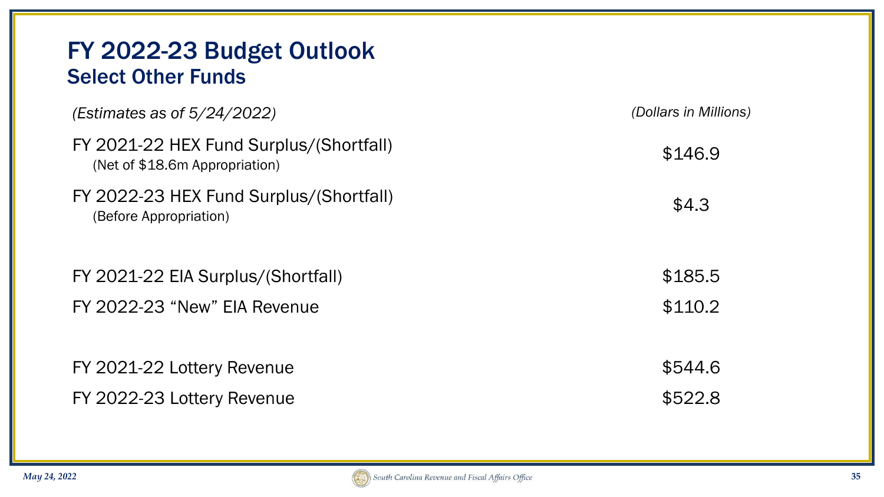# FY 2022-23 Budget Outlook
## Select Other Funds

| *(Estimates as of 5/24/2022)* | *(Dollars in Millions)* |
|---|---|
| FY 2021-22 HEX Fund Surplus/(Shortfall) (Net of $18.6m Appropriation) | $146.9 |
| FY 2022-23 HEX Fund Surplus/(Shortfall) (Before Appropriation) | $4.3 |
| FY 2021-22 EIA Surplus/(Shortfall) | $185.5 |
| FY 2022-23 "New" EIA Revenue | $110.2 |
| FY 2021-22 Lottery Revenue | $544.6 |
| FY 2022-23 Lottery Revenue | $522.8 |